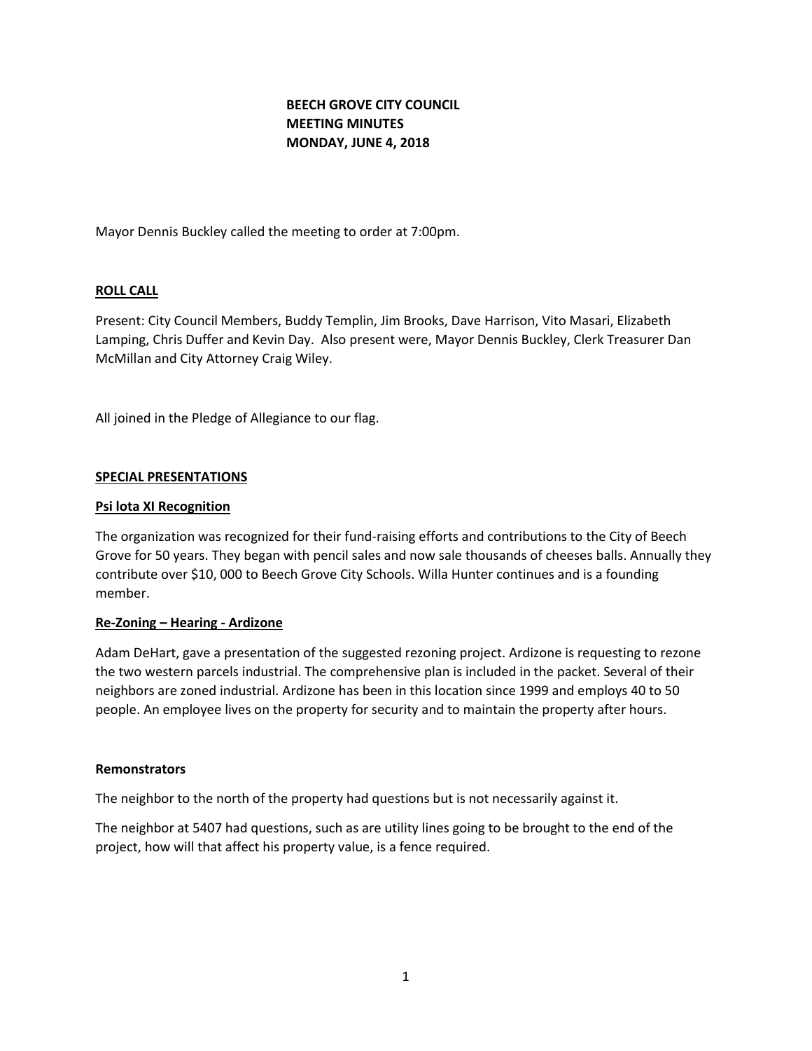**BEECH GROVE CITY COUNCIL**
**MEETING MINUTES**
**MONDAY, JUNE 4, 2018**

Mayor Dennis Buckley called the meeting to order at 7:00pm.

**ROLL CALL**

Present: City Council Members, Buddy Templin, Jim Brooks, Dave Harrison, Vito Masari, Elizabeth Lamping, Chris Duffer and Kevin Day. Also present were, Mayor Dennis Buckley, Clerk Treasurer Dan McMillan and City Attorney Craig Wiley.

All joined in the Pledge of Allegiance to our flag.

**SPECIAL PRESENTATIONS**

**Psi lota XI Recognition**

The organization was recognized for their fund-raising efforts and contributions to the City of Beech Grove for 50 years. They began with pencil sales and now sale thousands of cheeses balls. Annually they contribute over $10, 000 to Beech Grove City Schools. Willa Hunter continues and is a founding member.

**Re-Zoning – Hearing - Ardizone**

Adam DeHart, gave a presentation of the suggested rezoning project. Ardizone is requesting to rezone the two western parcels industrial. The comprehensive plan is included in the packet. Several of their neighbors are zoned industrial. Ardizone has been in this location since 1999 and employs 40 to 50 people. An employee lives on the property for security and to maintain the property after hours.

**Remonstrators**

The neighbor to the north of the property had questions but is not necessarily against it.

The neighbor at 5407 had questions, such as are utility lines going to be brought to the end of the project, how will that affect his property value, is a fence required.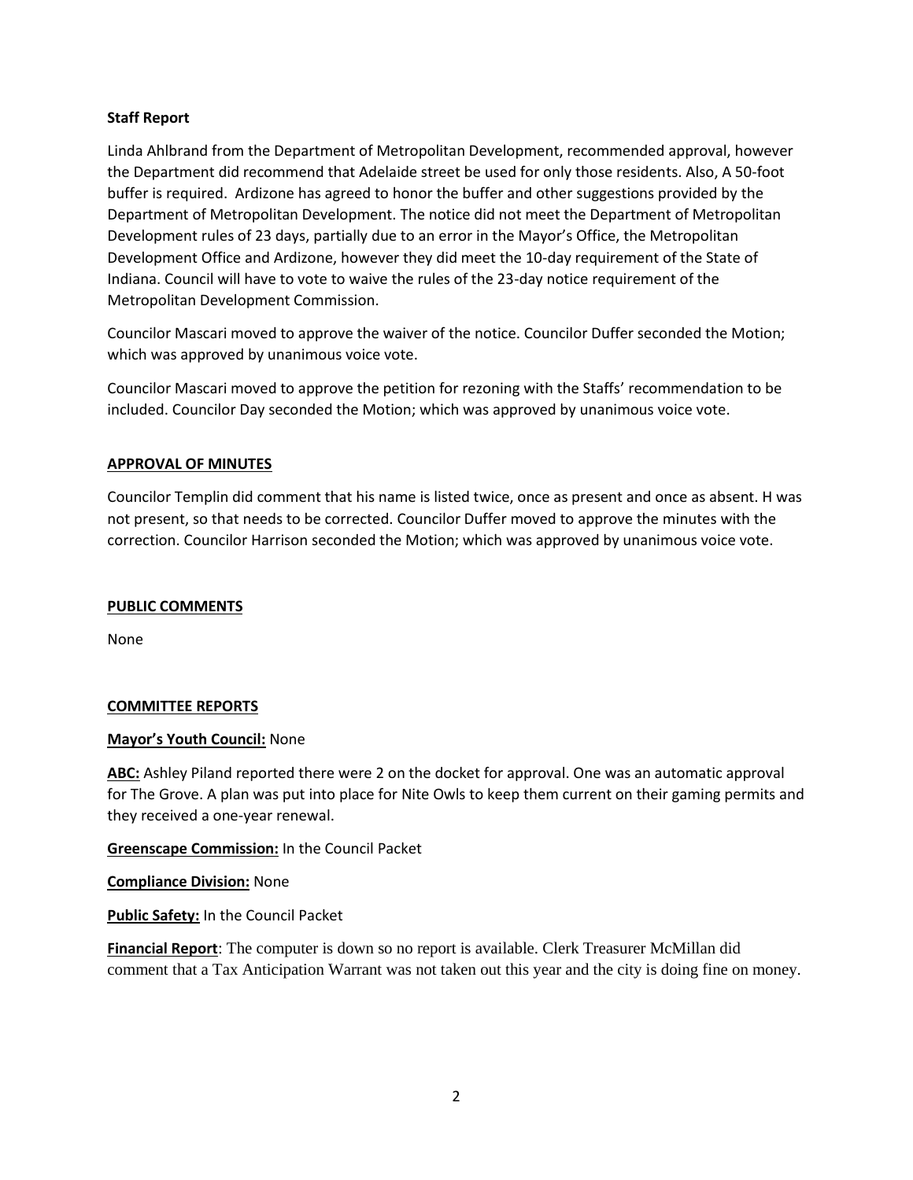**Staff Report**

Linda Ahlbrand from the Department of Metropolitan Development, recommended approval, however the Department did recommend that Adelaide street be used for only those residents. Also, A 50-foot buffer is required. Ardizone has agreed to honor the buffer and other suggestions provided by the Department of Metropolitan Development. The notice did not meet the Department of Metropolitan Development rules of 23 days, partially due to an error in the Mayor's Office, the Metropolitan Development Office and Ardizone, however they did meet the 10-day requirement of the State of Indiana. Council will have to vote to waive the rules of the 23-day notice requirement of the Metropolitan Development Commission.

Councilor Mascari moved to approve the waiver of the notice. Councilor Duffer seconded the Motion; which was approved by unanimous voice vote.

Councilor Mascari moved to approve the petition for rezoning with the Staffs' recommendation to be included. Councilor Day seconded the Motion; which was approved by unanimous voice vote.

**APPROVAL OF MINUTES**

Councilor Templin did comment that his name is listed twice, once as present and once as absent. H was not present, so that needs to be corrected. Councilor Duffer moved to approve the minutes with the correction. Councilor Harrison seconded the Motion; which was approved by unanimous voice vote.

**PUBLIC COMMENTS**

None

**COMMITTEE REPORTS**

**Mayor's Youth Council:** None

**ABC:** Ashley Piland reported there were 2 on the docket for approval. One was an automatic approval for The Grove. A plan was put into place for Nite Owls to keep them current on their gaming permits and they received a one-year renewal.

**Greenscape Commission:** In the Council Packet

**Compliance Division:** None

**Public Safety:** In the Council Packet

**Financial Report**: The computer is down so no report is available. Clerk Treasurer McMillan did comment that a Tax Anticipation Warrant was not taken out this year and the city is doing fine on money.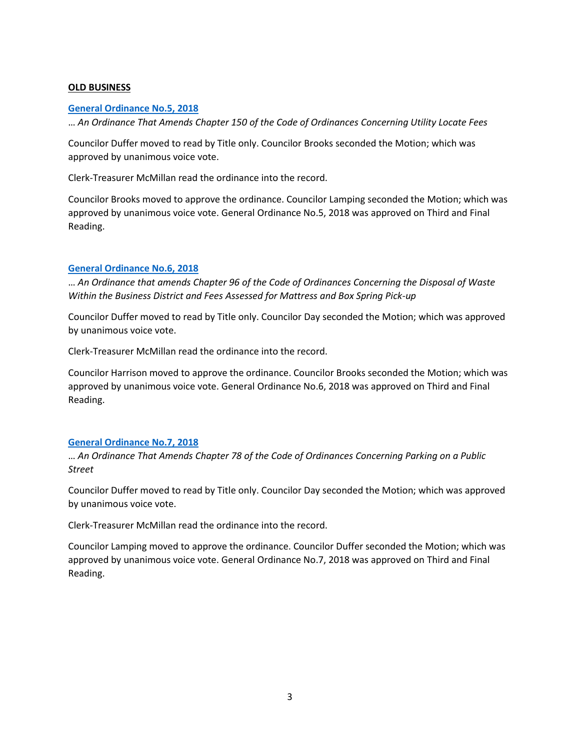**OLD BUSINESS**

### General Ordinance No.5, 2018

… *An Ordinance That Amends Chapter 150 of the Code of Ordinances Concerning Utility Locate Fees*

Councilor Duffer moved to read by Title only. Councilor Brooks seconded the Motion; which was approved by unanimous voice vote.

Clerk-Treasurer McMillan read the ordinance into the record.

Councilor Brooks moved to approve the ordinance. Councilor Lamping seconded the Motion; which was approved by unanimous voice vote. General Ordinance No.5, 2018 was approved on Third and Final Reading.

### General Ordinance No.6, 2018

… *An Ordinance that amends Chapter 96 of the Code of Ordinances Concerning the Disposal of Waste Within the Business District and Fees Assessed for Mattress and Box Spring Pick-up*

Councilor Duffer moved to read by Title only. Councilor Day seconded the Motion; which was approved by unanimous voice vote.

Clerk-Treasurer McMillan read the ordinance into the record.

Councilor Harrison moved to approve the ordinance. Councilor Brooks seconded the Motion; which was approved by unanimous voice vote. General Ordinance No.6, 2018 was approved on Third and Final Reading.

### General Ordinance No.7, 2018

… *An Ordinance That Amends Chapter 78 of the Code of Ordinances Concerning Parking on a Public Street*

Councilor Duffer moved to read by Title only. Councilor Day seconded the Motion; which was approved by unanimous voice vote.

Clerk-Treasurer McMillan read the ordinance into the record.

Councilor Lamping moved to approve the ordinance. Councilor Duffer seconded the Motion; which was approved by unanimous voice vote. General Ordinance No.7, 2018 was approved on Third and Final Reading.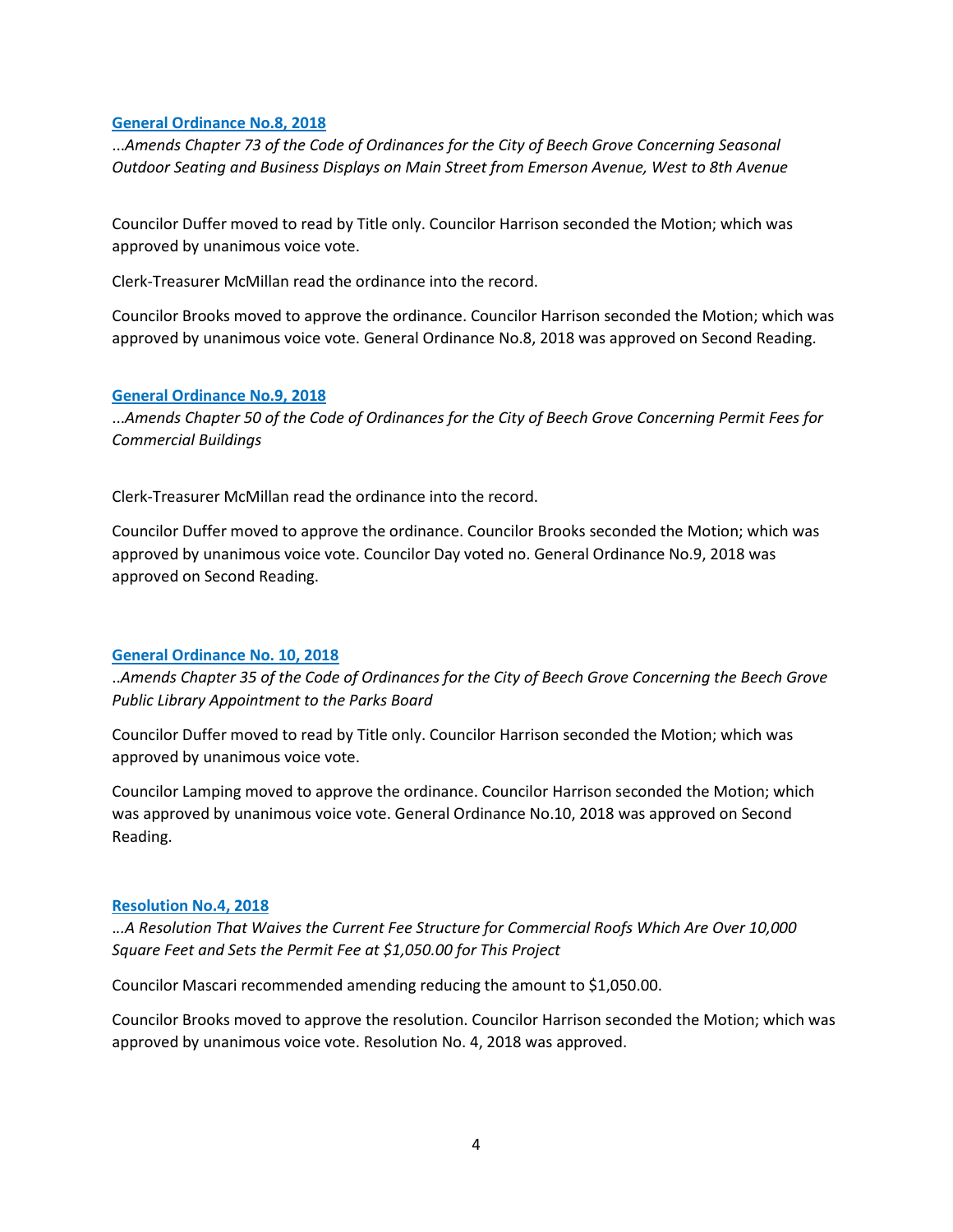**General Ordinance No.8, 2018**

*...Amends Chapter 73 of the Code of Ordinances for the City of Beech Grove Concerning Seasonal Outdoor Seating and Business Displays on Main Street from Emerson Avenue, West to 8th Avenue*

Councilor Duffer moved to read by Title only. Councilor Harrison seconded the Motion; which was approved by unanimous voice vote.

Clerk-Treasurer McMillan read the ordinance into the record.

Councilor Brooks moved to approve the ordinance. Councilor Harrison seconded the Motion; which was approved by unanimous voice vote. General Ordinance No.8, 2018 was approved on Second Reading.

**General Ordinance No.9, 2018**

*...Amends Chapter 50 of the Code of Ordinances for the City of Beech Grove Concerning Permit Fees for Commercial Buildings*

Clerk-Treasurer McMillan read the ordinance into the record.

Councilor Duffer moved to approve the ordinance. Councilor Brooks seconded the Motion; which was approved by unanimous voice vote. Councilor Day voted no. General Ordinance No.9, 2018 was approved on Second Reading.

**General Ordinance No. 10, 2018**

*..Amends Chapter 35 of the Code of Ordinances for the City of Beech Grove Concerning the Beech Grove Public Library Appointment to the Parks Board*

Councilor Duffer moved to read by Title only. Councilor Harrison seconded the Motion; which was approved by unanimous voice vote.

Councilor Lamping moved to approve the ordinance. Councilor Harrison seconded the Motion; which was approved by unanimous voice vote. General Ordinance No.10, 2018 was approved on Second Reading.

**Resolution No.4, 2018**

*…A Resolution That Waives the Current Fee Structure for Commercial Roofs Which Are Over 10,000 Square Feet and Sets the Permit Fee at $1,050.00 for This Project*

Councilor Mascari recommended amending reducing the amount to $1,050.00.

Councilor Brooks moved to approve the resolution. Councilor Harrison seconded the Motion; which was approved by unanimous voice vote. Resolution No. 4, 2018 was approved.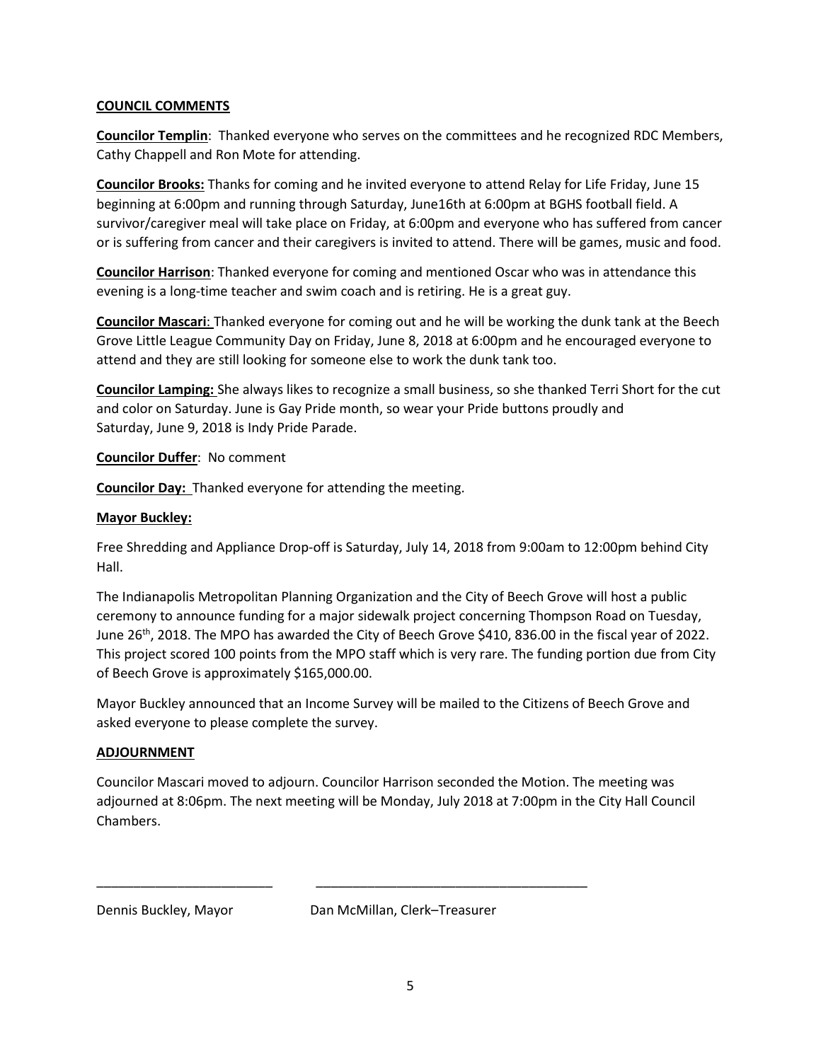## COUNCIL COMMENTS

**Councilor Templin**: Thanked everyone who serves on the committees and he recognized RDC Members, Cathy Chappell and Ron Mote for attending.

**Councilor Brooks:** Thanks for coming and he invited everyone to attend Relay for Life Friday, June 15 beginning at 6:00pm and running through Saturday, June16th at 6:00pm at BGHS football field. A survivor/caregiver meal will take place on Friday, at 6:00pm and everyone who has suffered from cancer or is suffering from cancer and their caregivers is invited to attend. There will be games, music and food.

**Councilor Harrison**: Thanked everyone for coming and mentioned Oscar who was in attendance this evening is a long-time teacher and swim coach and is retiring. He is a great guy.

**Councilor Mascari**: Thanked everyone for coming out and he will be working the dunk tank at the Beech Grove Little League Community Day on Friday, June 8, 2018 at 6:00pm and he encouraged everyone to attend and they are still looking for someone else to work the dunk tank too.

**Councilor Lamping:** She always likes to recognize a small business, so she thanked Terri Short for the cut and color on Saturday. June is Gay Pride month, so wear your Pride buttons proudly and Saturday, June 9, 2018 is Indy Pride Parade.

**Councilor Duffer**: No comment

**Councilor Day:** Thanked everyone for attending the meeting.

**Mayor Buckley:**

Free Shredding and Appliance Drop-off is Saturday, July 14, 2018 from 9:00am to 12:00pm behind City Hall.

The Indianapolis Metropolitan Planning Organization and the City of Beech Grove will host a public ceremony to announce funding for a major sidewalk project concerning Thompson Road on Tuesday, June 26th, 2018. The MPO has awarded the City of Beech Grove $410, 836.00 in the fiscal year of 2022. This project scored 100 points from the MPO staff which is very rare. The funding portion due from City of Beech Grove is approximately $165,000.00.

Mayor Buckley announced that an Income Survey will be mailed to the Citizens of Beech Grove and asked everyone to please complete the survey.

## ADJOURNMENT

Councilor Mascari moved to adjourn. Councilor Harrison seconded the Motion. The meeting was adjourned at 8:06pm. The next meeting will be Monday, July 2018 at 7:00pm in the City Hall Council Chambers.

\_\_\_\_\_\_\_\_\_\_\_\_\_\_\_\_\_\_\_\_\_\_\_\_ \_\_\_\_\_\_\_\_\_\_\_\_\_\_\_\_\_\_\_\_\_\_\_\_\_\_\_\_\_\_\_\_\_\_\_\_\_\_

Dennis Buckley, Mayor  Dan McMillan, Clerk–Treasurer